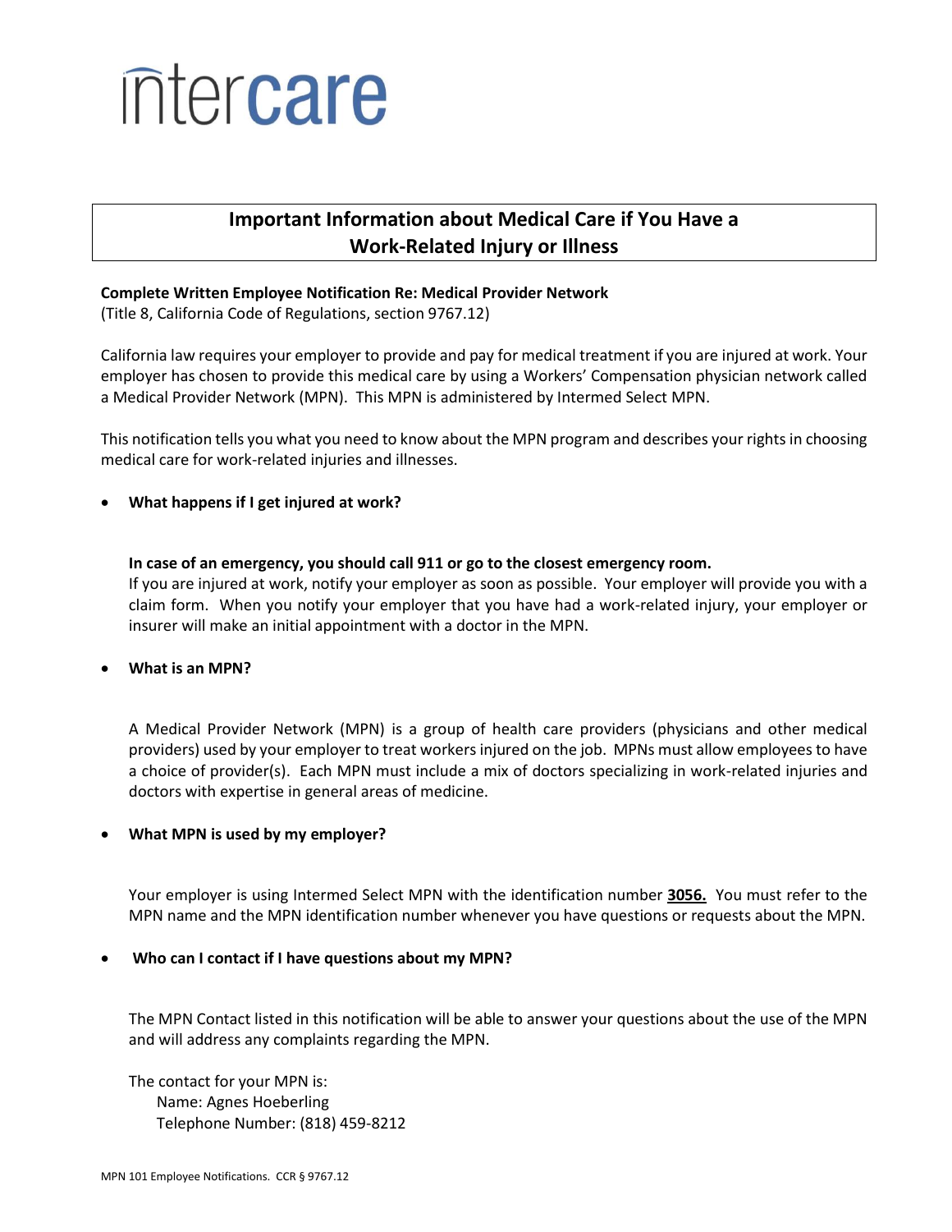intercare

## Important Information about Medical Care if You Have a Work-Related Injury or Illness

**Complete Written Employee Notification Re: Medical Provider Network**
(Title 8, California Code of Regulations, section 9767.12)

California law requires your employer to provide and pay for medical treatment if you are injured at work. Your employer has chosen to provide this medical care by using a Workers' Compensation physician network called a Medical Provider Network (MPN). This MPN is administered by Intermed Select MPN.

This notification tells you what you need to know about the MPN program and describes your rights in choosing medical care for work-related injuries and illnesses.

- **What happens if I get injured at work?**

  **In case of an emergency, you should call 911 or go to the closest emergency room.**
  If you are injured at work, notify your employer as soon as possible. Your employer will provide you with a claim form. When you notify your employer that you have had a work-related injury, your employer or insurer will make an initial appointment with a doctor in the MPN.

- **What is an MPN?**

  A Medical Provider Network (MPN) is a group of health care providers (physicians and other medical providers) used by your employer to treat workers injured on the job. MPNs must allow employees to have a choice of provider(s). Each MPN must include a mix of doctors specializing in work-related injuries and doctors with expertise in general areas of medicine.

- **What MPN is used by my employer?**

  Your employer is using Intermed Select MPN with the identification number **3056.** You must refer to the MPN name and the MPN identification number whenever you have questions or requests about the MPN.

- **Who can I contact if I have questions about my MPN?**

  The MPN Contact listed in this notification will be able to answer your questions about the use of the MPN and will address any complaints regarding the MPN.

  The contact for your MPN is:
  Name: Agnes Hoeberling
  Telephone Number: (818) 459-8212

MPN 101 Employee Notifications. CCR § 9767.12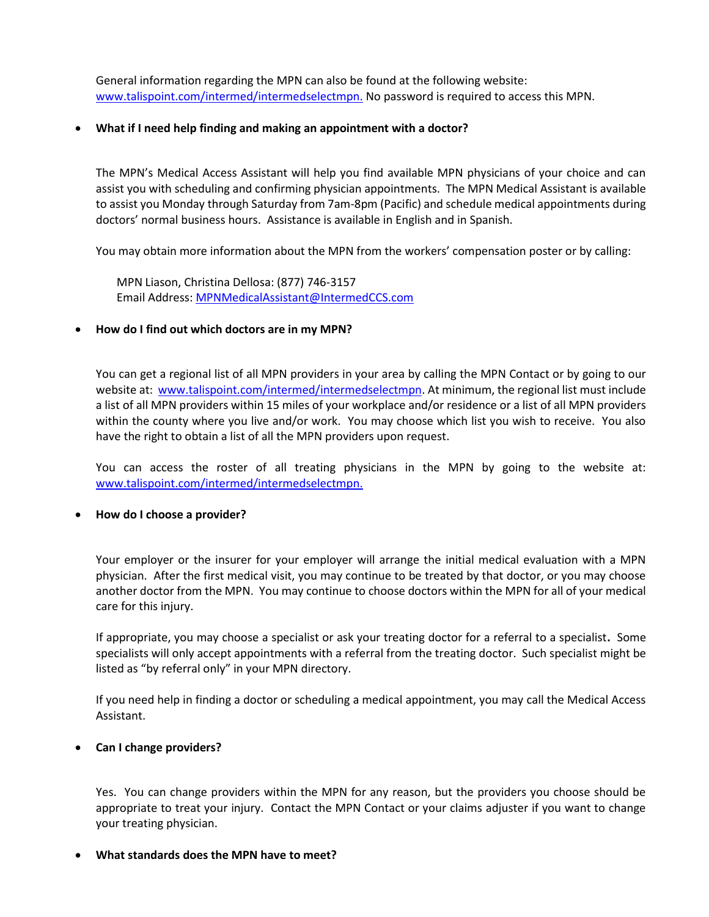General information regarding the MPN can also be found at the following website: www.talispoint.com/intermed/intermedselectmpn. No password is required to access this MPN.

- **What if I need help finding and making an appointment with a doctor?**

The MPN's Medical Access Assistant will help you find available MPN physicians of your choice and can assist you with scheduling and confirming physician appointments. The MPN Medical Assistant is available to assist you Monday through Saturday from 7am-8pm (Pacific) and schedule medical appointments during doctors' normal business hours. Assistance is available in English and in Spanish.

You may obtain more information about the MPN from the workers' compensation poster or by calling:

MPN Liason, Christina Dellosa: (877) 746-3157
Email Address: MPNMedicalAssistant@IntermedCCS.com

- **How do I find out which doctors are in my MPN?**

You can get a regional list of all MPN providers in your area by calling the MPN Contact or by going to our website at: www.talispoint.com/intermed/intermedselectmpn. At minimum, the regional list must include a list of all MPN providers within 15 miles of your workplace and/or residence or a list of all MPN providers within the county where you live and/or work. You may choose which list you wish to receive. You also have the right to obtain a list of all the MPN providers upon request.

You can access the roster of all treating physicians in the MPN by going to the website at: www.talispoint.com/intermed/intermedselectmpn.

- **How do I choose a provider?**

Your employer or the insurer for your employer will arrange the initial medical evaluation with a MPN physician. After the first medical visit, you may continue to be treated by that doctor, or you may choose another doctor from the MPN. You may continue to choose doctors within the MPN for all of your medical care for this injury.

If appropriate, you may choose a specialist or ask your treating doctor for a referral to a specialist. Some specialists will only accept appointments with a referral from the treating doctor. Such specialist might be listed as "by referral only" in your MPN directory.

If you need help in finding a doctor or scheduling a medical appointment, you may call the Medical Access Assistant.

- **Can I change providers?**

Yes. You can change providers within the MPN for any reason, but the providers you choose should be appropriate to treat your injury. Contact the MPN Contact or your claims adjuster if you want to change your treating physician.

- **What standards does the MPN have to meet?**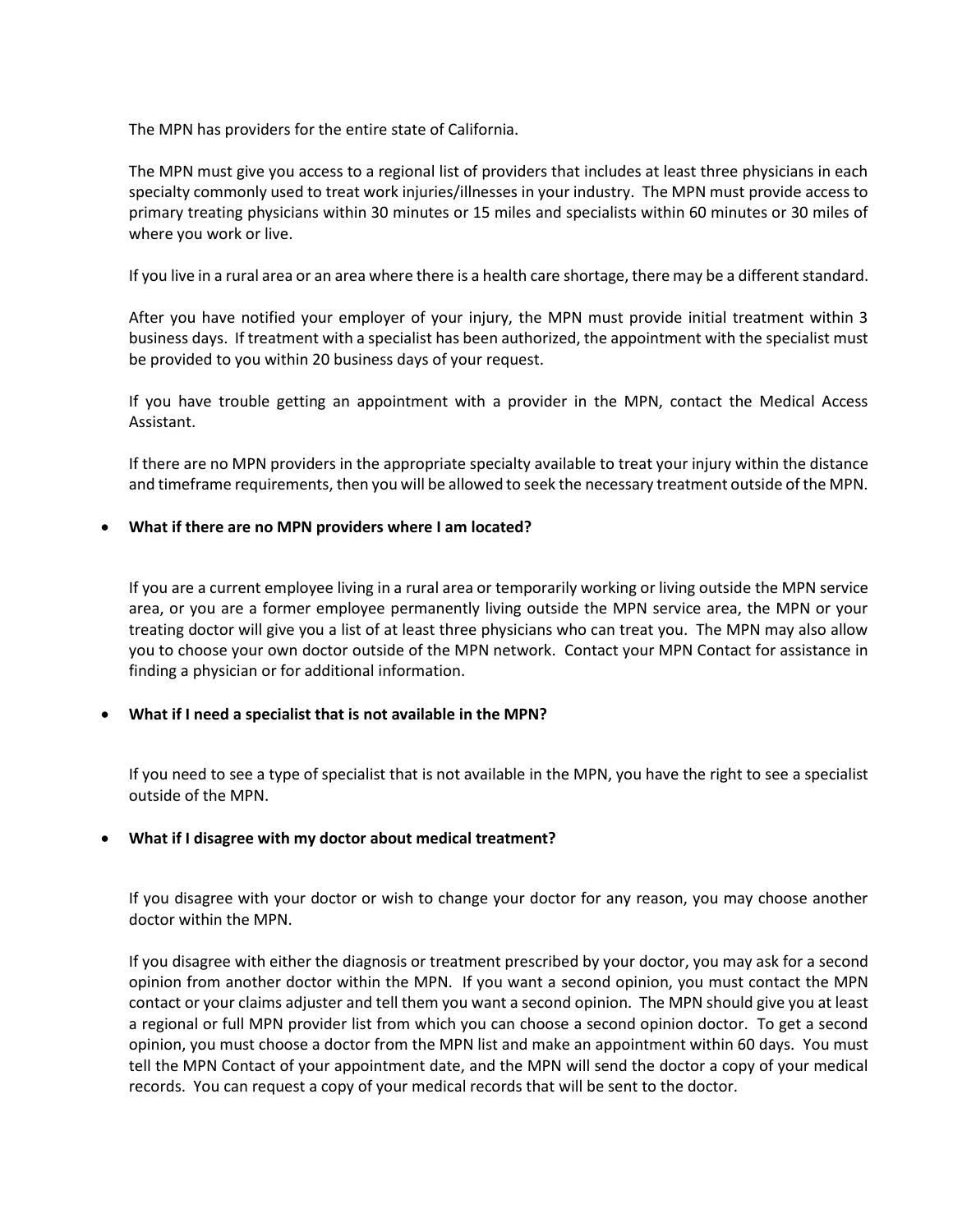The MPN has providers for the entire state of California.

The MPN must give you access to a regional list of providers that includes at least three physicians in each specialty commonly used to treat work injuries/illnesses in your industry. The MPN must provide access to primary treating physicians within 30 minutes or 15 miles and specialists within 60 minutes or 30 miles of where you work or live.

If you live in a rural area or an area where there is a health care shortage, there may be a different standard.

After you have notified your employer of your injury, the MPN must provide initial treatment within 3 business days. If treatment with a specialist has been authorized, the appointment with the specialist must be provided to you within 20 business days of your request.

If you have trouble getting an appointment with a provider in the MPN, contact the Medical Access Assistant.

If there are no MPN providers in the appropriate specialty available to treat your injury within the distance and timeframe requirements, then you will be allowed to seek the necessary treatment outside of the MPN.

- **What if there are no MPN providers where I am located?**

  If you are a current employee living in a rural area or temporarily working or living outside the MPN service area, or you are a former employee permanently living outside the MPN service area, the MPN or your treating doctor will give you a list of at least three physicians who can treat you. The MPN may also allow you to choose your own doctor outside of the MPN network. Contact your MPN Contact for assistance in finding a physician or for additional information.

- **What if I need a specialist that is not available in the MPN?**

  If you need to see a type of specialist that is not available in the MPN, you have the right to see a specialist outside of the MPN.

- **What if I disagree with my doctor about medical treatment?**

  If you disagree with your doctor or wish to change your doctor for any reason, you may choose another doctor within the MPN.

  If you disagree with either the diagnosis or treatment prescribed by your doctor, you may ask for a second opinion from another doctor within the MPN. If you want a second opinion, you must contact the MPN contact or your claims adjuster and tell them you want a second opinion. The MPN should give you at least a regional or full MPN provider list from which you can choose a second opinion doctor. To get a second opinion, you must choose a doctor from the MPN list and make an appointment within 60 days. You must tell the MPN Contact of your appointment date, and the MPN will send the doctor a copy of your medical records. You can request a copy of your medical records that will be sent to the doctor.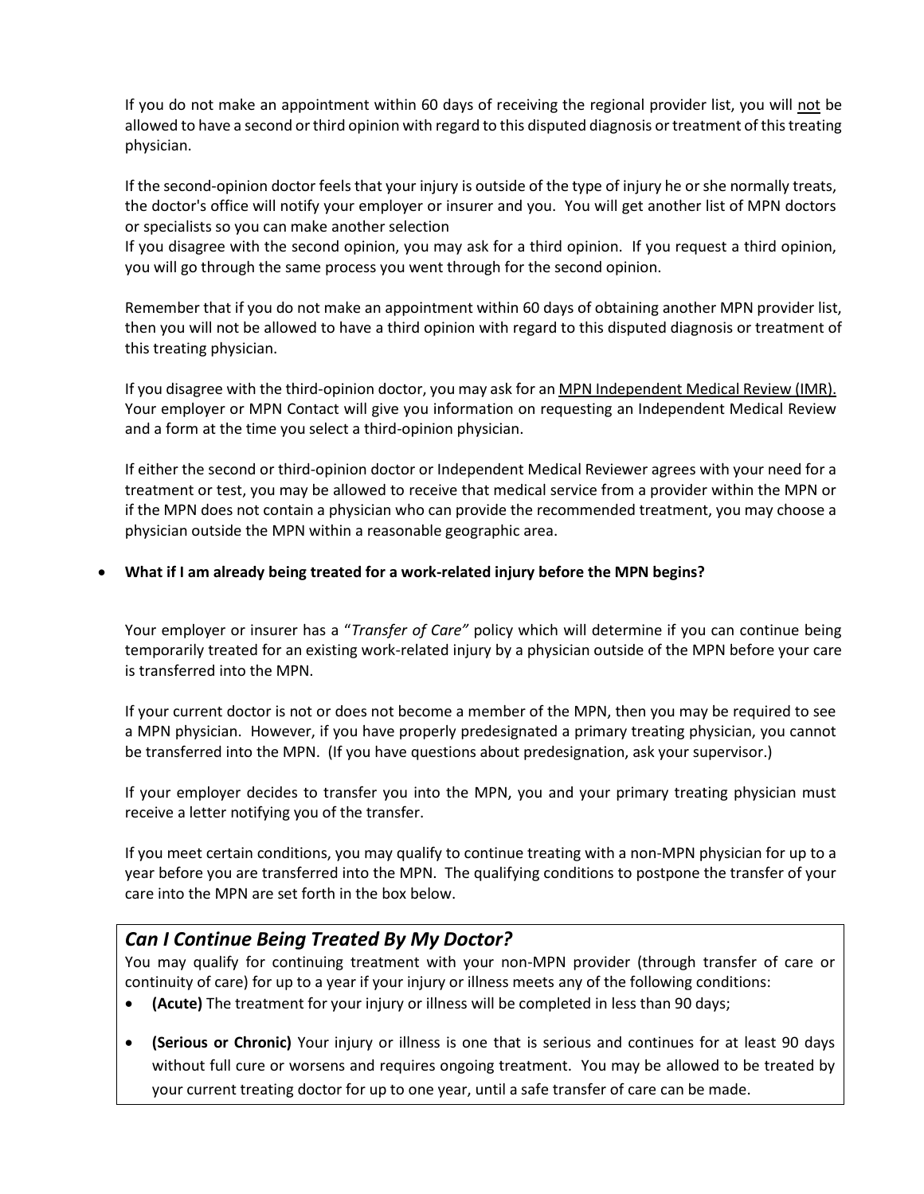If you do not make an appointment within 60 days of receiving the regional provider list, you will not be allowed to have a second or third opinion with regard to this disputed diagnosis or treatment of this treating physician.

If the second-opinion doctor feels that your injury is outside of the type of injury he or she normally treats, the doctor's office will notify your employer or insurer and you. You will get another list of MPN doctors or specialists so you can make another selection
If you disagree with the second opinion, you may ask for a third opinion. If you request a third opinion, you will go through the same process you went through for the second opinion.

Remember that if you do not make an appointment within 60 days of obtaining another MPN provider list, then you will not be allowed to have a third opinion with regard to this disputed diagnosis or treatment of this treating physician.

If you disagree with the third-opinion doctor, you may ask for an MPN Independent Medical Review (IMR). Your employer or MPN Contact will give you information on requesting an Independent Medical Review and a form at the time you select a third-opinion physician.

If either the second or third-opinion doctor or Independent Medical Reviewer agrees with your need for a treatment or test, you may be allowed to receive that medical service from a provider within the MPN or if the MPN does not contain a physician who can provide the recommended treatment, you may choose a physician outside the MPN within a reasonable geographic area.

- **What if I am already being treated for a work-related injury before the MPN begins?**

Your employer or insurer has a "*Transfer of Care"* policy which will determine if you can continue being temporarily treated for an existing work-related injury by a physician outside of the MPN before your care is transferred into the MPN.

If your current doctor is not or does not become a member of the MPN, then you may be required to see a MPN physician. However, if you have properly predesignated a primary treating physician, you cannot be transferred into the MPN. (If you have questions about predesignation, ask your supervisor.)

If your employer decides to transfer you into the MPN, you and your primary treating physician must receive a letter notifying you of the transfer.

If you meet certain conditions, you may qualify to continue treating with a non-MPN physician for up to a year before you are transferred into the MPN. The qualifying conditions to postpone the transfer of your care into the MPN are set forth in the box below.

### *Can I Continue Being Treated By My Doctor?*

You may qualify for continuing treatment with your non-MPN provider (through transfer of care or continuity of care) for up to a year if your injury or illness meets any of the following conditions:

- **(Acute)** The treatment for your injury or illness will be completed in less than 90 days;
- **(Serious or Chronic)** Your injury or illness is one that is serious and continues for at least 90 days without full cure or worsens and requires ongoing treatment. You may be allowed to be treated by your current treating doctor for up to one year, until a safe transfer of care can be made.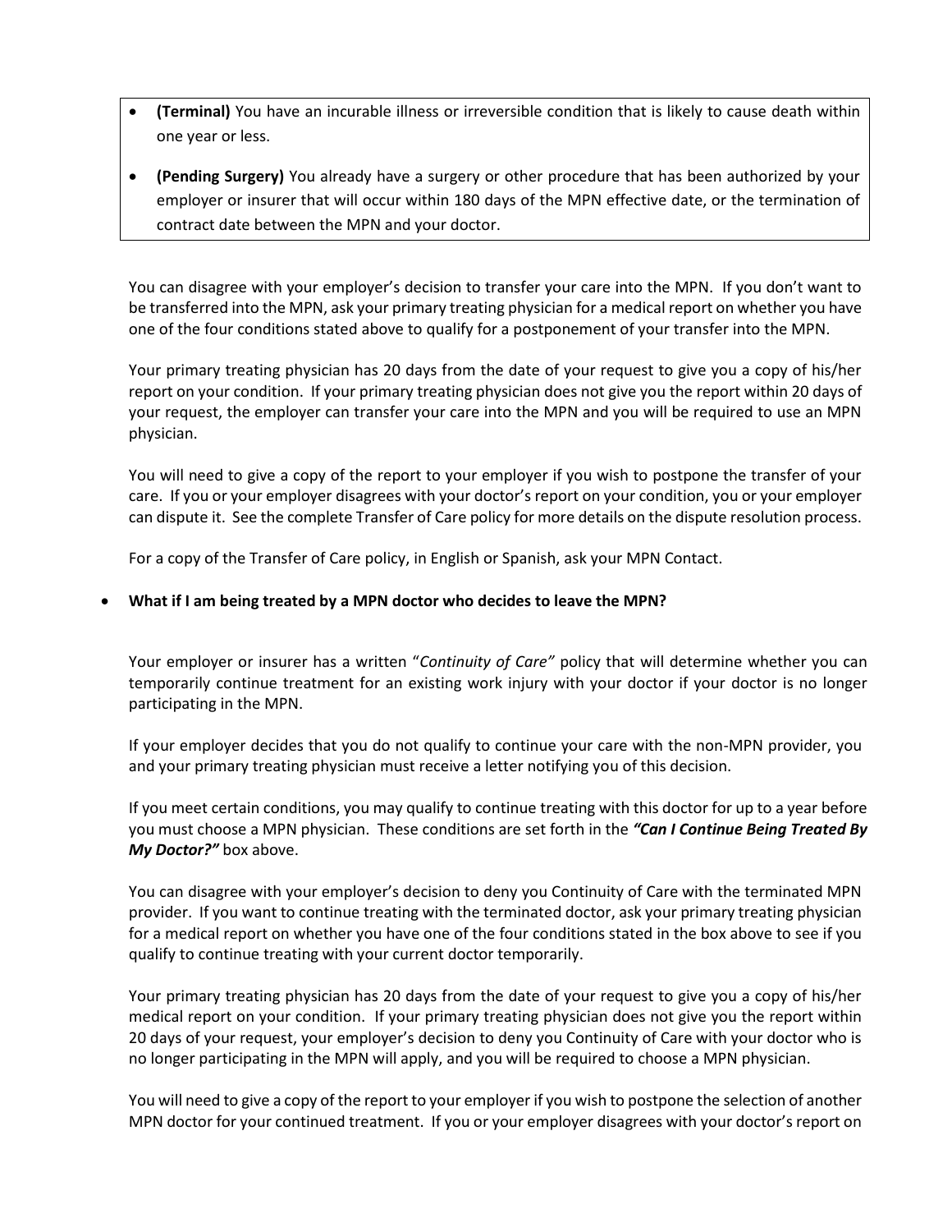- **(Terminal)** You have an incurable illness or irreversible condition that is likely to cause death within one year or less.
- **(Pending Surgery)** You already have a surgery or other procedure that has been authorized by your employer or insurer that will occur within 180 days of the MPN effective date, or the termination of contract date between the MPN and your doctor.

You can disagree with your employer's decision to transfer your care into the MPN. If you don't want to be transferred into the MPN, ask your primary treating physician for a medical report on whether you have one of the four conditions stated above to qualify for a postponement of your transfer into the MPN.

Your primary treating physician has 20 days from the date of your request to give you a copy of his/her report on your condition. If your primary treating physician does not give you the report within 20 days of your request, the employer can transfer your care into the MPN and you will be required to use an MPN physician.

You will need to give a copy of the report to your employer if you wish to postpone the transfer of your care. If you or your employer disagrees with your doctor's report on your condition, you or your employer can dispute it. See the complete Transfer of Care policy for more details on the dispute resolution process.

For a copy of the Transfer of Care policy, in English or Spanish, ask your MPN Contact.

- **What if I am being treated by a MPN doctor who decides to leave the MPN?**

Your employer or insurer has a written "*Continuity of Care"* policy that will determine whether you can temporarily continue treatment for an existing work injury with your doctor if your doctor is no longer participating in the MPN.

If your employer decides that you do not qualify to continue your care with the non-MPN provider, you and your primary treating physician must receive a letter notifying you of this decision.

If you meet certain conditions, you may qualify to continue treating with this doctor for up to a year before you must choose a MPN physician. These conditions are set forth in the ***"Can I Continue Being Treated By My Doctor?"*** box above.

You can disagree with your employer's decision to deny you Continuity of Care with the terminated MPN provider. If you want to continue treating with the terminated doctor, ask your primary treating physician for a medical report on whether you have one of the four conditions stated in the box above to see if you qualify to continue treating with your current doctor temporarily.

Your primary treating physician has 20 days from the date of your request to give you a copy of his/her medical report on your condition. If your primary treating physician does not give you the report within 20 days of your request, your employer's decision to deny you Continuity of Care with your doctor who is no longer participating in the MPN will apply, and you will be required to choose a MPN physician.

You will need to give a copy of the report to your employer if you wish to postpone the selection of another MPN doctor for your continued treatment. If you or your employer disagrees with your doctor's report on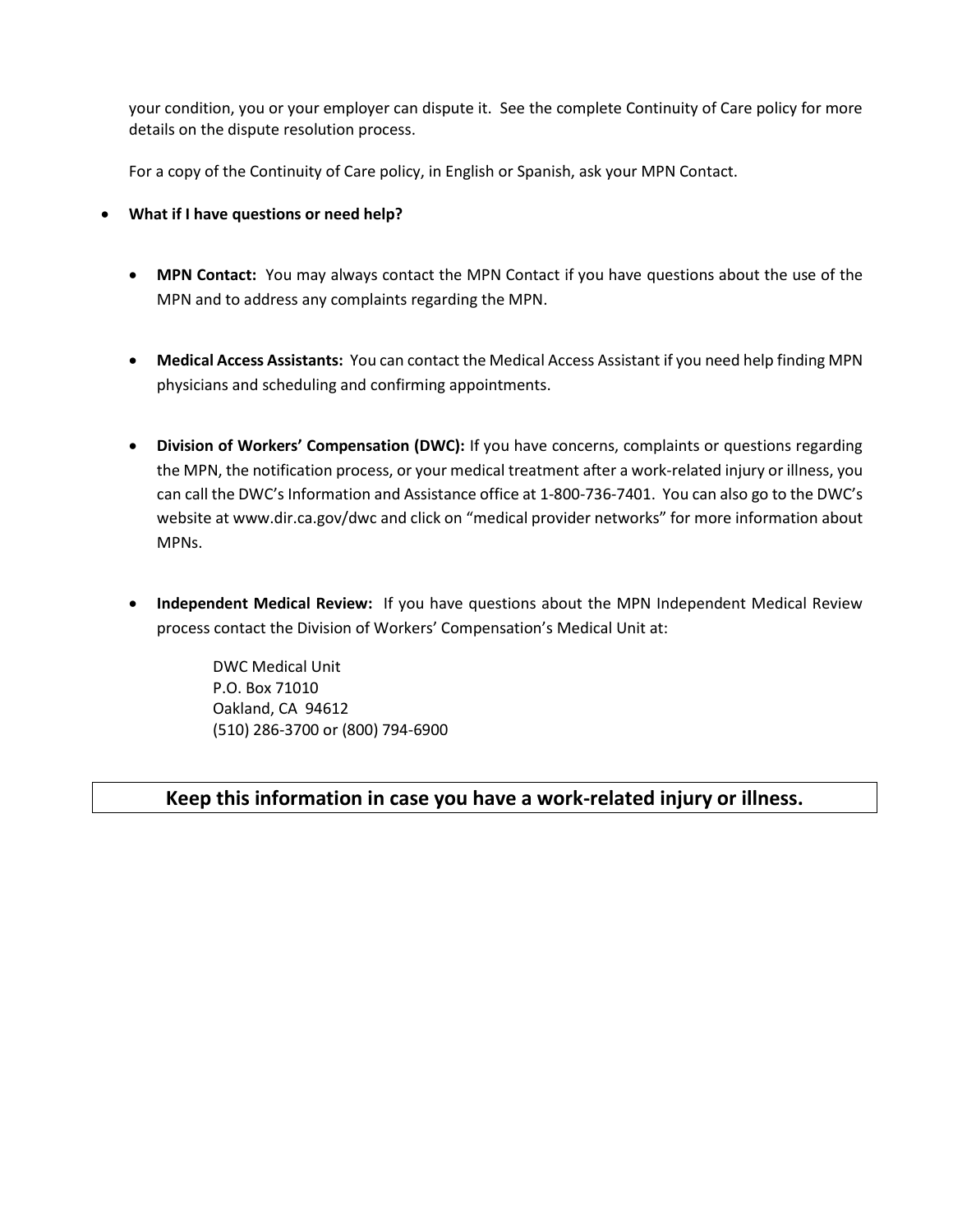your condition, you or your employer can dispute it. See the complete Continuity of Care policy for more details on the dispute resolution process.

For a copy of the Continuity of Care policy, in English or Spanish, ask your MPN Contact.

- **What if I have questions or need help?**

  - **MPN Contact:** You may always contact the MPN Contact if you have questions about the use of the MPN and to address any complaints regarding the MPN.

  - **Medical Access Assistants:** You can contact the Medical Access Assistant if you need help finding MPN physicians and scheduling and confirming appointments.

  - **Division of Workers' Compensation (DWC):** If you have concerns, complaints or questions regarding the MPN, the notification process, or your medical treatment after a work-related injury or illness, you can call the DWC's Information and Assistance office at 1-800-736-7401. You can also go to the DWC's website at www.dir.ca.gov/dwc and click on "medical provider networks" for more information about MPNs.

  - **Independent Medical Review:** If you have questions about the MPN Independent Medical Review process contact the Division of Workers' Compensation's Medical Unit at:

    DWC Medical Unit  
    P.O. Box 71010  
    Oakland, CA 94612  
    (510) 286-3700 or (800) 794-6900

**Keep this information in case you have a work-related injury or illness.**